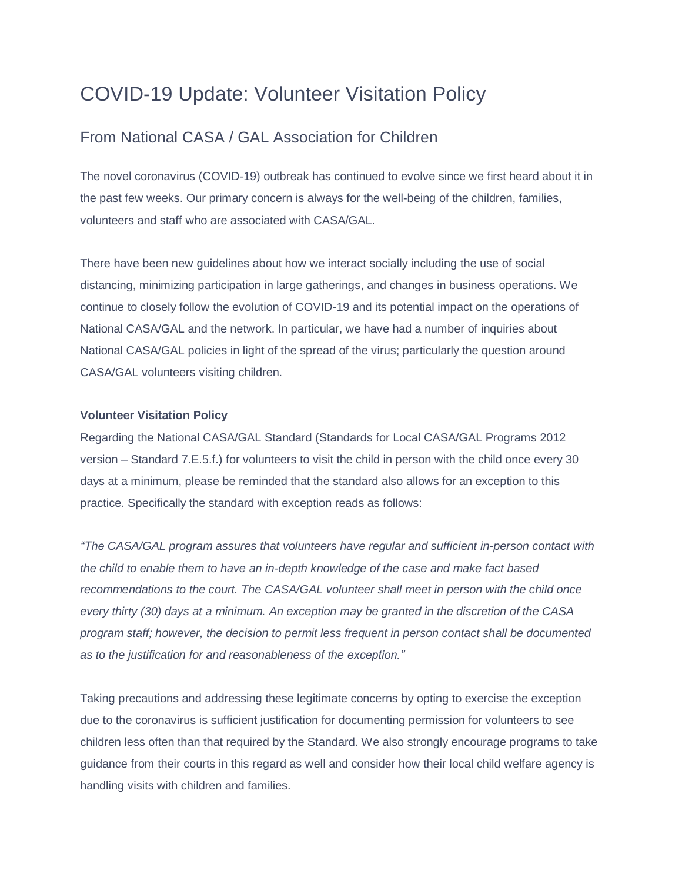# COVID-19 Update: Volunteer Visitation Policy

## From National CASA / GAL Association for Children

The novel coronavirus (COVID-19) outbreak has continued to evolve since we first heard about it in the past few weeks. Our primary concern is always for the well-being of the children, families, volunteers and staff who are associated with CASA/GAL.

There have been new guidelines about how we interact socially including the use of social distancing, minimizing participation in large gatherings, and changes in business operations. We continue to closely follow the evolution of COVID-19 and its potential impact on the operations of National CASA/GAL and the network. In particular, we have had a number of inquiries about National CASA/GAL policies in light of the spread of the virus; particularly the question around CASA/GAL volunteers visiting children.

**Volunteer Visitation Policy**

Regarding the National CASA/GAL Standard (Standards for Local CASA/GAL Programs 2012 version – Standard 7.E.5.f.) for volunteers to visit the child in person with the child once every 30 days at a minimum, please be reminded that the standard also allows for an exception to this practice. Specifically the standard with exception reads as follows:

*"The CASA/GAL program assures that volunteers have regular and sufficient in-person contact with the child to enable them to have an in-depth knowledge of the case and make fact based recommendations to the court. The CASA/GAL volunteer shall meet in person with the child once every thirty (30) days at a minimum. An exception may be granted in the discretion of the CASA program staff; however, the decision to permit less frequent in person contact shall be documented as to the justification for and reasonableness of the exception."*

Taking precautions and addressing these legitimate concerns by opting to exercise the exception due to the coronavirus is sufficient justification for documenting permission for volunteers to see children less often than that required by the Standard. We also strongly encourage programs to take guidance from their courts in this regard as well and consider how their local child welfare agency is handling visits with children and families.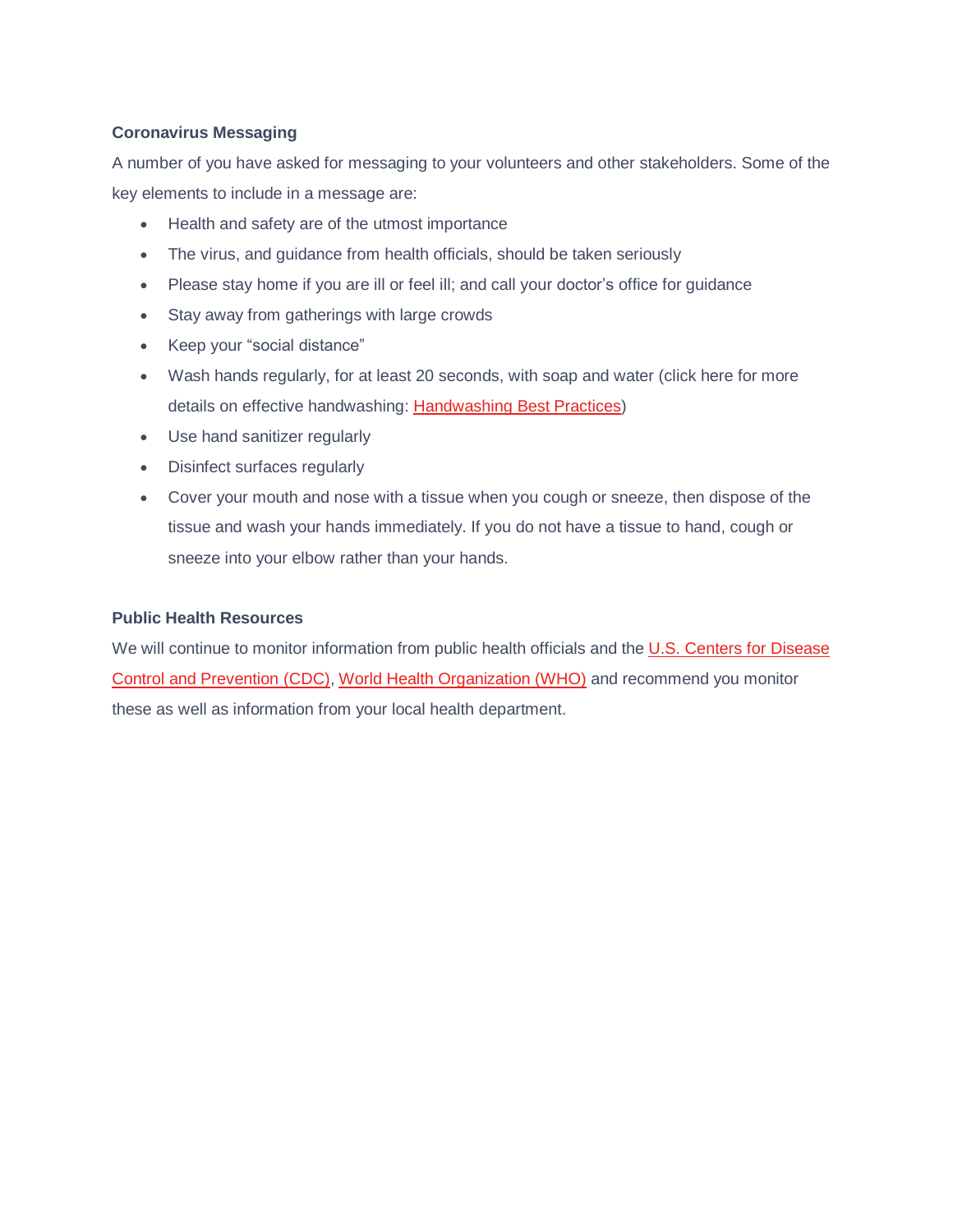**Coronavirus Messaging**

A number of you have asked for messaging to your volunteers and other stakeholders. Some of the key elements to include in a message are:

- Health and safety are of the utmost importance
- The virus, and guidance from health officials, should be taken seriously
- Please stay home if you are ill or feel ill; and call your doctor's office for guidance
- Stay away from gatherings with large crowds
- Keep your "social distance"
- Wash hands regularly, for at least 20 seconds, with soap and water (click here for more details on effective handwashing: Handwashing Best Practices)
- Use hand sanitizer regularly
- Disinfect surfaces regularly
- Cover your mouth and nose with a tissue when you cough or sneeze, then dispose of the tissue and wash your hands immediately. If you do not have a tissue to hand, cough or sneeze into your elbow rather than your hands.

**Public Health Resources**

We will continue to monitor information from public health officials and the U.S. Centers for Disease Control and Prevention (CDC), World Health Organization (WHO) and recommend you monitor these as well as information from your local health department.